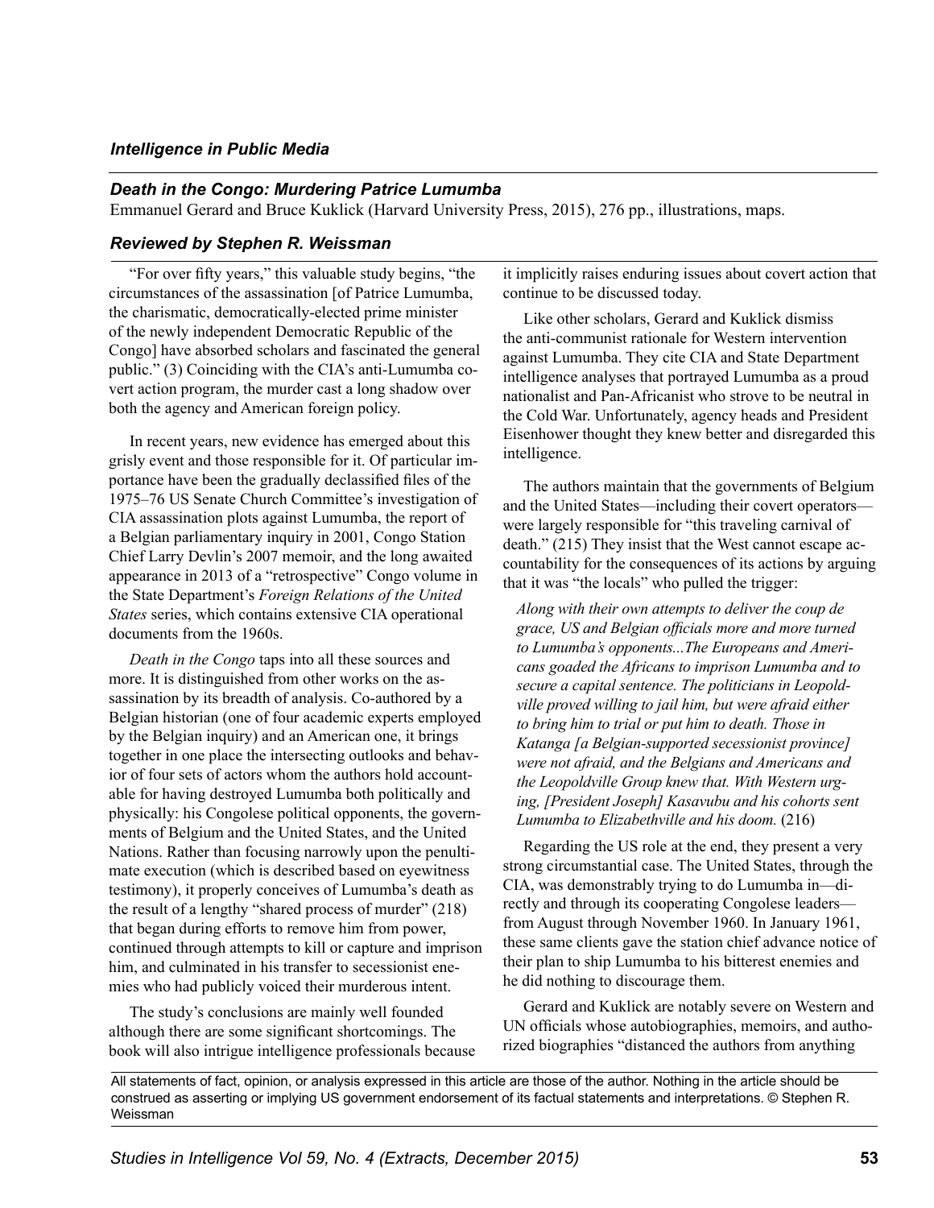*Intelligence in Public Media*

## *Death in the Congo: Murdering Patrice Lumumba*

Emmanuel Gerard and Bruce Kuklick (Harvard University Press, 2015), 276 pp., illustrations, maps.

### *Reviewed by Stephen R. Weissman*

"For over fifty years," this valuable study begins, "the circumstances of the assassination [of Patrice Lumumba, the charismatic, democratically-elected prime minister of the newly independent Democratic Republic of the Congo] have absorbed scholars and fascinated the general public." (3) Coinciding with the CIA's anti-Lumumba covert action program, the murder cast a long shadow over both the agency and American foreign policy.

In recent years, new evidence has emerged about this grisly event and those responsible for it. Of particular importance have been the gradually declassified files of the 1975–76 US Senate Church Committee's investigation of CIA assassination plots against Lumumba, the report of a Belgian parliamentary inquiry in 2001, Congo Station Chief Larry Devlin's 2007 memoir, and the long awaited appearance in 2013 of a "retrospective" Congo volume in the State Department's *Foreign Relations of the United States* series, which contains extensive CIA operational documents from the 1960s.

*Death in the Congo* taps into all these sources and more. It is distinguished from other works on the assassination by its breadth of analysis. Co-authored by a Belgian historian (one of four academic experts employed by the Belgian inquiry) and an American one, it brings together in one place the intersecting outlooks and behavior of four sets of actors whom the authors both hold accountable for having destroyed Lumumba both politically and physically: his Congolese political opponents, the governments of Belgium and the United States, and the United Nations. Rather than focusing narrowly upon the penultimate execution (which is described based on eyewitness testimony), it properly conceives of Lumumba's death as the result of a lengthy "shared process of murder" (218) that began during efforts to remove him from power, continued through attempts to kill or capture and imprison him, and culminated in his transfer to secessionist enemies who had publicly voiced their murderous intent.

The study's conclusions are mainly well founded although there are some significant shortcomings. The book will also intrigue intelligence professionals because it implicitly raises enduring issues about covert action that continue to be discussed today.

Like other scholars, Gerard and Kuklick dismiss the anti-communist rationale for Western intervention against Lumumba. They cite CIA and State Department intelligence analyses that portrayed Lumumba as a proud nationalist and Pan-Africanist who strove to be neutral in the Cold War. Unfortunately, agency heads and President Eisenhower thought they knew better and disregarded this intelligence.

The authors maintain that the governments of Belgium and the United States—including their covert operators—were largely responsible for "this traveling carnival of death." (215) They insist that the West cannot escape accountability for the consequences of its actions by arguing that it was "the locals" who pulled the trigger:

> *Along with their own attempts to deliver the coup de grace, US and Belgian officials more and more turned to Lumumba's opponents...The Europeans and Americans goaded the Africans to imprison Lumumba and to secure a capital sentence. The politicians in Leopoldville proved willing to jail him, but were afraid either to bring him to trial or put him to death. Those in Katanga [a Belgian-supported secessionist province] were not afraid, and the Belgians and Americans and the Leopoldville Group knew that. With Western urging, [President Joseph] Kasavubu and his cohorts sent Lumumba to Elizabethville and his doom.* (216)

Regarding the US role at the end, they present a very strong circumstantial case. The United States, through the CIA, was demonstrably trying to do Lumumba in—directly and through its cooperating Congolese leaders—from August through November 1960. In January 1961, these same clients gave the station chief advance notice of their plan to ship Lumumba to his bitterest enemies and he did nothing to discourage them.

Gerard and Kuklick are notably severe on Western and UN officials whose autobiographies, memoirs, and authorized biographies "distanced the authors from anything

All statements of fact, opinion, or analysis expressed in this article are those of the author. Nothing in the article should be construed as asserting or implying US government endorsement of its factual statements and interpretations. © Stephen R. Weissman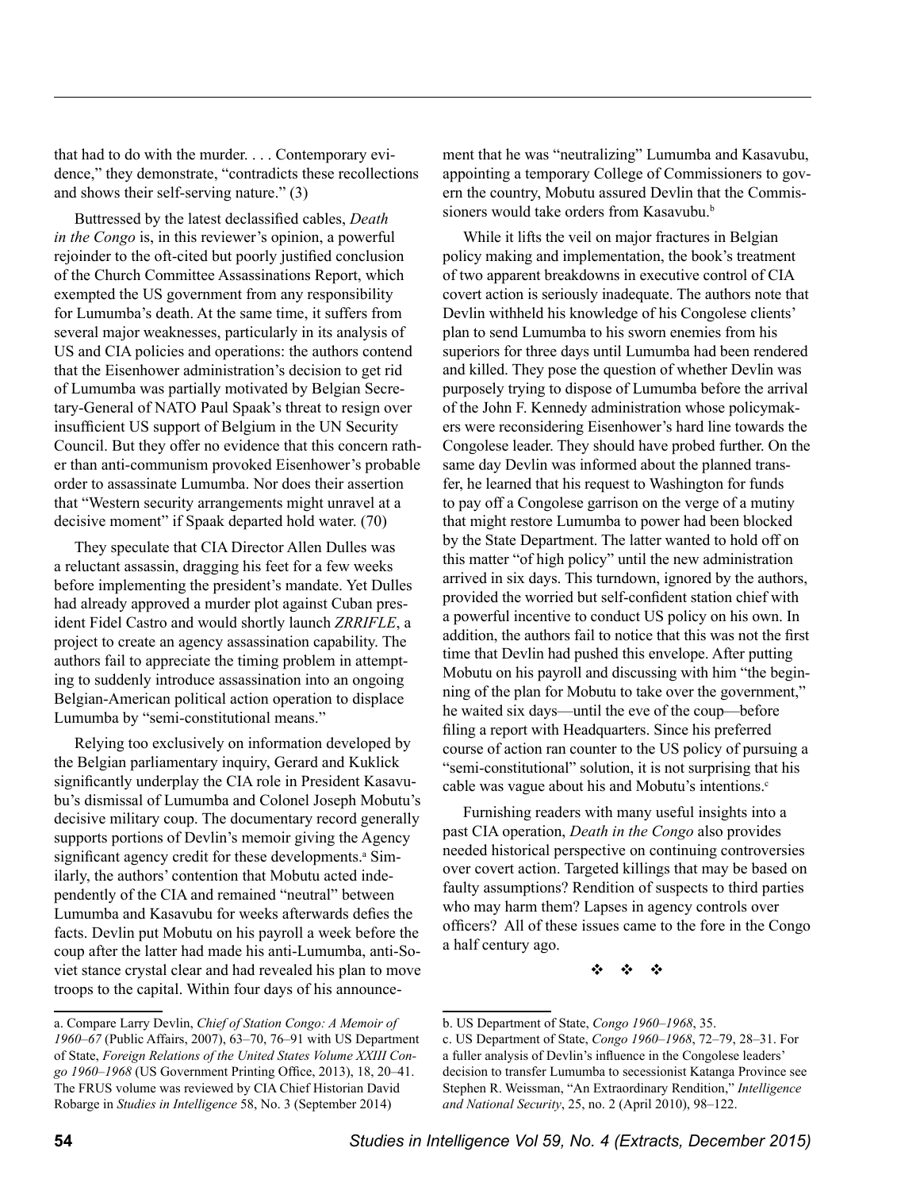that had to do with the murder. . . . Contemporary evidence," they demonstrate, "contradicts these recollections and shows their self-serving nature." (3)

Buttressed by the latest declassified cables, *Death in the Congo* is, in this reviewer's opinion, a powerful rejoinder to the oft-cited but poorly justified conclusion of the Church Committee Assassinations Report, which exempted the US government from any responsibility for Lumumba's death. At the same time, it suffers from several major weaknesses, particularly in its analysis of US and CIA policies and operations: the authors contend that the Eisenhower administration's decision to get rid of Lumumba was partially motivated by Belgian Secretary-General of NATO Paul Spaak's threat to resign over insufficient US support of Belgium in the UN Security Council. But they offer no evidence that this concern rather than anti-communism provoked Eisenhower's probable order to assassinate Lumumba. Nor does their assertion that "Western security arrangements might unravel at a decisive moment" if Spaak departed hold water. (70)

They speculate that CIA Director Allen Dulles was a reluctant assassin, dragging his feet for a few weeks before implementing the president's mandate. Yet Dulles had already approved a murder plot against Cuban president Fidel Castro and would shortly launch *ZRRIFLE*, a project to create an agency assassination capability. The authors fail to appreciate the timing problem in attempting to suddenly introduce assassination into an ongoing Belgian-American political action operation to displace Lumumba by "semi-constitutional means."

Relying too exclusively on information developed by the Belgian parliamentary inquiry, Gerard and Kuklick significantly underplay the CIA role in President Kasavubu's dismissal of Lumumba and Colonel Joseph Mobutu's decisive military coup. The documentary record generally supports portions of Devlin's memoir giving the Agency significant agency credit for these developments.[a] Similarly, the authors' contention that Mobutu acted independently of the CIA and remained "neutral" between Lumumba and Kasavubu for weeks afterwards defies the facts. Devlin put Mobutu on his payroll a week before the coup after the latter had made his anti-Lumumba, anti-Soviet stance crystal clear and had revealed his plan to move troops to the capital. Within four days of his announcement that he was "neutralizing" Lumumba and Kasavubu, appointing a temporary College of Commissioners to govern the country, Mobutu assured Devlin that the Commissioners would take orders from Kasavubu.[b]

While it lifts the veil on major fractures in Belgian policy making and implementation, the book's treatment of two apparent breakdowns in executive control of CIA covert action is seriously inadequate. The authors note that Devlin withheld his knowledge of his Congolese clients' plan to send Lumumba to his sworn enemies from his superiors for three days until Lumumba had been rendered and killed. They pose the question of whether Devlin was purposely trying to dispose of Lumumba before the arrival of the John F. Kennedy administration whose policymakers were reconsidering Eisenhower's hard line towards the Congolese leader. They should have probed further. On the same day Devlin was informed about the planned transfer, he learned that his request to Washington for funds to pay off a Congolese garrison on the verge of a mutiny that might restore Lumumba to power had been blocked by the State Department. The latter wanted to hold off on this matter "of high policy" until the new administration arrived in six days. This turndown, ignored by the authors, provided the worried but self-confident station chief with a powerful incentive to conduct US policy on his own. In addition, the authors fail to notice that this was not the first time that Devlin had pushed this envelope. After putting Mobutu on his payroll and discussing with him "the beginning of the plan for Mobutu to take over the government," he waited six days—until the eve of the coup—before filing a report with Headquarters. Since his preferred course of action ran counter to the US policy of pursuing a "semi-constitutional" solution, it is not surprising that his cable was vague about his and Mobutu's intentions.[c]

Furnishing readers with many useful insights into a past CIA operation, *Death in the Congo* also provides needed historical perspective on continuing controversies over covert action. Targeted killings that may be based on faulty assumptions? Rendition of suspects to third parties who may harm them? Lapses in agency controls over officers? All of these issues came to the fore in the Congo a half century ago.

❖ ❖ ❖

a. Compare Larry Devlin, *Chief of Station Congo: A Memoir of 1960–67* (Public Affairs, 2007), 63–70, 76–91 with US Department of State, *Foreign Relations of the United States Volume XXIII Congo 1960–1968* (US Government Printing Office, 2013), 18, 20–41. The FRUS volume was reviewed by CIA Chief Historian David Robarge in *Studies in Intelligence* 58, No. 3 (September 2014)

b. US Department of State, *Congo 1960–1968*, 35.

c. US Department of State, *Congo 1960–1968*, 72–79, 28–31. For a fuller analysis of Devlin's influence in the Congolese leaders' decision to transfer Lumumba to secessionist Katanga Province see Stephen R. Weissman, "An Extraordinary Rendition," *Intelligence and National Security*, 25, no. 2 (April 2010), 98–122.